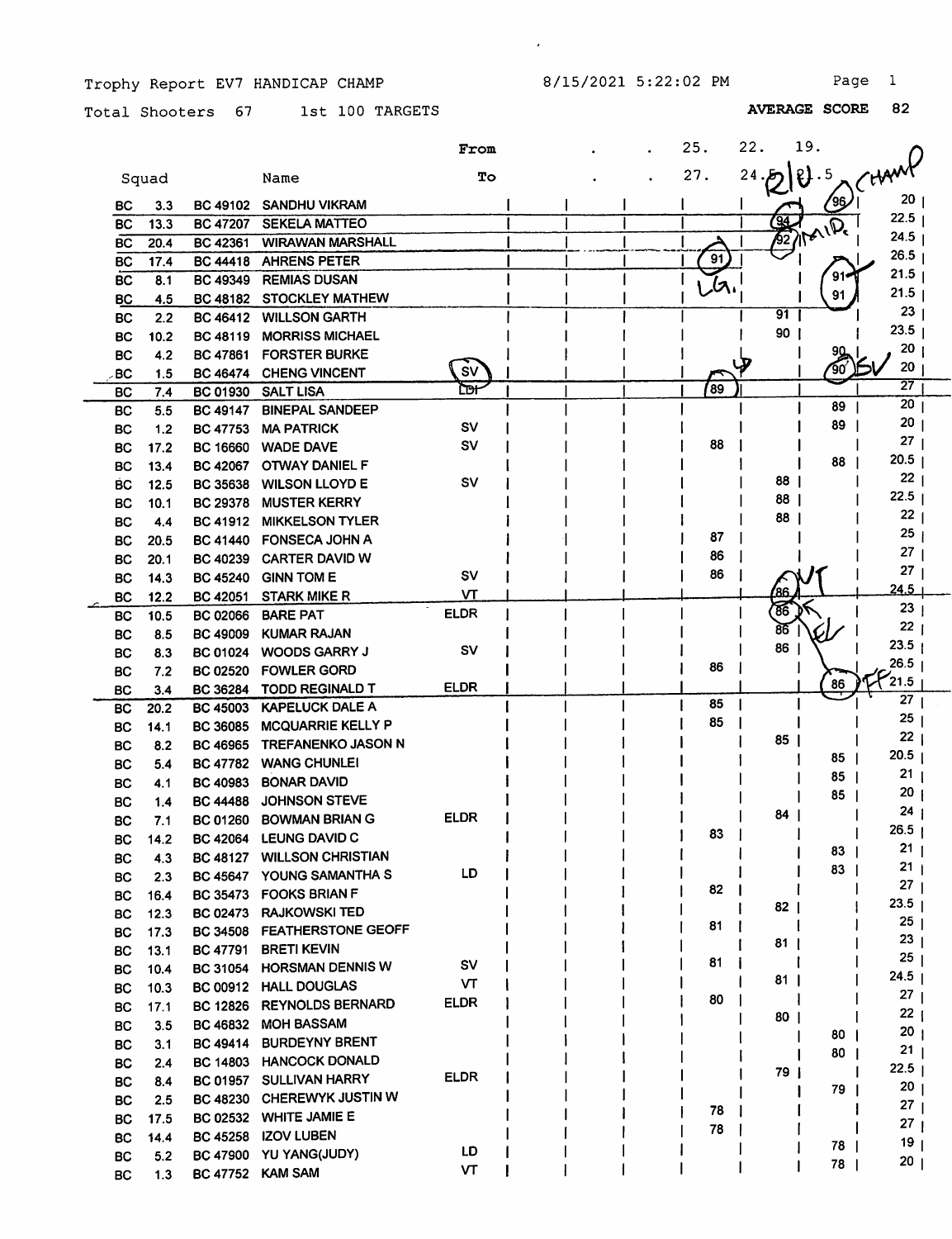Trophy Report EV7 HANDICAP CHAMP — 8/15/2021 5:22:02 PM

Total Shooters 67 — 1st 100 TARGETS — AVERAGE SCORE 82

| Squad | | | Name | From / To | | | 25. - 27. | 22. - 24.5 | 19. - 21.5 | |
|---|---|---|---|---|---|---|---|---|---|---|
| BC | 3.3 | BC 49102 | SANDHU VIKRAM | | | | | | 96 | 20 |
| BC | 13.3 | BC 47207 | SEKELA MATTEO | | | | | 94 | | 22.5 |
| BC | 20.4 | BC 42361 | WIRAWAN MARSHALL | | | | | 92 | | 24.5 |
| BC | 17.4 | BC 44418 | AHRENS PETER | | | | 91 | | | 26.5 |
| BC | 8.1 | BC 49349 | REMIAS DUSAN | | | | | | 91 | 21.5 |
| BC | 4.5 | BC 48182 | STOCKLEY MATHEW | | | | | | 91 | 21.5 |
| BC | 2.2 | BC 46412 | WILLSON GARTH | | | | | 91 | | 23 |
| BC | 10.2 | BC 48119 | MORRISS MICHAEL | | | | | 90 | | 23.5 |
| BC | 4.2 | BC 47861 | FORSTER BURKE | | | | | | 90 | 20 |
| BC | 1.5 | BC 46474 | CHENG VINCENT | SV | | | | | 90 | 20 |
| BC | 7.4 | BC 01930 | SALT LISA | LDI | | | 89 | | | 27 |
| BC | 5.5 | BC 49147 | BINEPAL SANDEEP | | | | | | 89 | 20 |
| BC | 1.2 | BC 47753 | MA PATRICK | SV | | | | | 89 | 20 |
| BC | 17.2 | BC 16660 | WADE DAVE | SV | | | 88 | | | 27 |
| BC | 13.4 | BC 42067 | OTWAY DANIEL F | | | | | | 88 | 20.5 |
| BC | 12.5 | BC 35638 | WILSON LLOYD E | SV | | | | 88 | | 22 |
| BC | 10.1 | BC 29378 | MUSTER KERRY | | | | | 88 | | 22.5 |
| BC | 4.4 | BC 41912 | MIKKELSON TYLER | | | | | 88 | | 22 |
| BC | 20.5 | BC 41440 | FONSECA JOHN A | | | | 87 | | | 25 |
| BC | 20.1 | BC 40239 | CARTER DAVID W | | | | 86 | | | 27 |
| BC | 14.3 | BC 45240 | GINN TOM E | SV | | | 86 | | | 27 |
| BC | 12.2 | BC 42051 | STARK MIKE R | VT | | | | 86 | | 24.5 |
| BC | 10.5 | BC 02066 | BARE PAT | ELDR | | | | 86 | | 23 |
| BC | 8.5 | BC 49009 | KUMAR RAJAN | | | | | 86 | | 22 |
| BC | 8.3 | BC 01024 | WOODS GARRY J | SV | | | | 86 | | 23.5 |
| BC | 7.2 | BC 02520 | FOWLER GORD | | | | 86 | | | 26.5 |
| BC | 3.4 | BC 36284 | TODD REGINALD T | ELDR | | | | | 86 | 21.5 |
| BC | 20.2 | BC 45003 | KAPELUCK DALE A | | | | 85 | | | 27 |
| BC | 14.1 | BC 36085 | MCQUARRIE KELLY P | | | | 85 | | | 25 |
| BC | 8.2 | BC 46965 | TREFANENKO JASON N | | | | | 85 | | 22 |
| BC | 5.4 | BC 47782 | WANG CHUNLEI | | | | | | 85 | 20.5 |
| BC | 4.1 | BC 40983 | BONAR DAVID | | | | | | 85 | 21 |
| BC | 1.4 | BC 44488 | JOHNSON STEVE | | | | | | 85 | 20 |
| BC | 7.1 | BC 01260 | BOWMAN BRIAN G | ELDR | | | | 84 | | 24 |
| BC | 14.2 | BC 42064 | LEUNG DAVID C | | | | 83 | | | 26.5 |
| BC | 4.3 | BC 48127 | WILLSON CHRISTIAN | | | | | | 83 | 21 |
| BC | 2.3 | BC 45647 | YOUNG SAMANTHA S | LD | | | | | 83 | 21 |
| BC | 16.4 | BC 35473 | FOOKS BRIAN F | | | | 82 | | | 27 |
| BC | 12.3 | BC 02473 | RAJKOWSKI TED | | | | | 82 | | 23.5 |
| BC | 17.3 | BC 34508 | FEATHERSTONE GEOFF | | | | 81 | | | 25 |
| BC | 13.1 | BC 47791 | BRETI KEVIN | | | | | 81 | | 23 |
| BC | 10.4 | BC 31054 | HORSMAN DENNIS W | SV | | | 81 | | | 25 |
| BC | 10.3 | BC 00912 | HALL DOUGLAS | VT | | | | 81 | | 24.5 |
| BC | 17.1 | BC 12826 | REYNOLDS BERNARD | ELDR | | | 80 | | | 27 |
| BC | 3.5 | BC 46832 | MOH BASSAM | | | | | 80 | | 22 |
| BC | 3.1 | BC 49414 | BURDEYNY BRENT | | | | | | 80 | 20 |
| BC | 2.4 | BC 14803 | HANCOCK DONALD | | | | | | 80 | 21 |
| BC | 8.4 | BC 01957 | SULLIVAN HARRY | ELDR | | | | 79 | | 22.5 |
| BC | 2.5 | BC 48230 | CHEREWYK JUSTIN W | | | | | | 79 | 20 |
| BC | 17.5 | BC 02532 | WHITE JAMIE E | | | | 78 | | | 27 |
| BC | 14.4 | BC 45258 | IZOV LUBEN | | | | 78 | | | 27 |
| BC | 5.2 | BC 47900 | YU YANG(JUDY) | LD | | | | | 78 | 19 |
| BC | 1.3 | BC 47752 | KAM SAM | VT | | | | | 78 | 20 |

Handwritten annotations: R/U (22–24.5 group); CHAMP (SANDHU VIKRAM); R/U (SEKELA MATTEO); MID (WIRAWAN MARSHALL); LG. (AHRENS PETER); SV (CHENG VINCENT); LDI (SALT LISA); VT (STARK MIKE R); ELDR (BARE PAT); FF (TODD REGINALD T).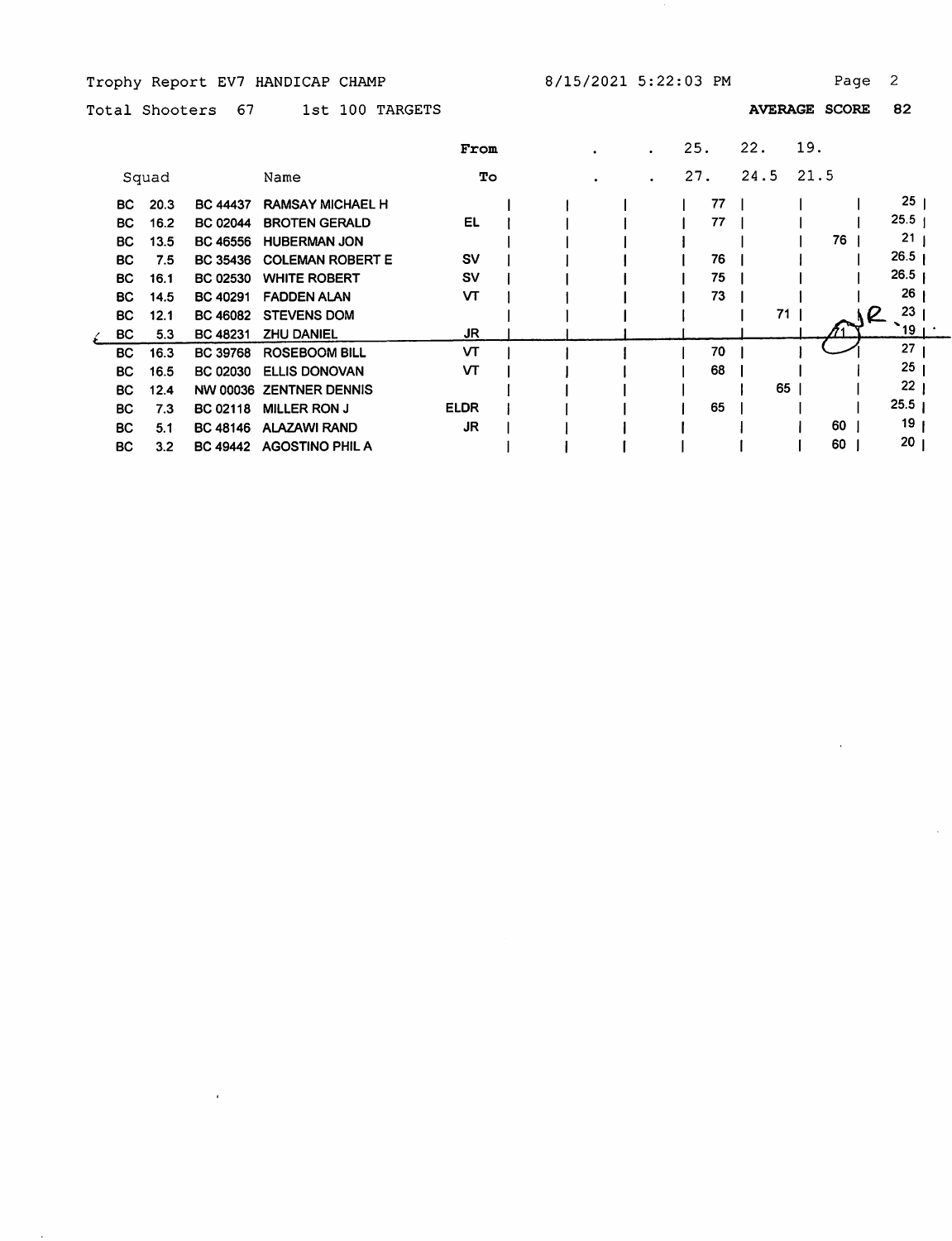Trophy Report EV7 HANDICAP CHAMP — 8/15/2021 5:22:03 PM

Total Shooters 67 — 1st 100 TARGETS — **AVERAGE SCORE 82**

| Squad | | | Name | From / To | . / . | . / . | 25. / 27. | 22. / 24.5 | 19. / 21.5 | |
|---|---|---|---|---|---|---|---|---|---|---|
| BC | 20.3 | BC 44437 | RAMSAY MICHAEL H | | | | 77 | | | 25 |
| BC | 16.2 | BC 02044 | BROTEN GERALD | EL | | | 77 | | | 25.5 |
| BC | 13.5 | BC 46556 | HUBERMAN JON | | | | | | 76 | 21 |
| BC | 7.5 | BC 35436 | COLEMAN ROBERT E | SV | | | 76 | | | 26.5 |
| BC | 16.1 | BC 02530 | WHITE ROBERT | SV | | | 75 | | | 26.5 |
| BC | 14.5 | BC 40291 | FADDEN ALAN | VT | | | 73 | | | 26 |
| BC | 12.1 | BC 46082 | STEVENS DOM | | | | | 71 | | 23 |
| BC | 5.3 | BC 48231 | ZHU DANIEL | JR | | | | | 71 | 19 |
| BC | 16.3 | BC 39768 | ROSEBOOM BILL | VT | | | 70 | | | 27 |
| BC | 16.5 | BC 02030 | ELLIS DONOVAN | VT | | | 68 | | | 25 |
| BC | 12.4 | NW 00036 | ZENTNER DENNIS | | | | | 65 | | 22 |
| BC | 7.3 | BC 02118 | MILLER RON J | ELDR | | | 65 | | | 25.5 |
| BC | 5.1 | BC 48146 | ALAZAWI RAND | JR | | | | | 60 | 19 |
| BC | 3.2 | BC 49442 | AGOSTINO PHIL A | | | | | | 60 | 20 |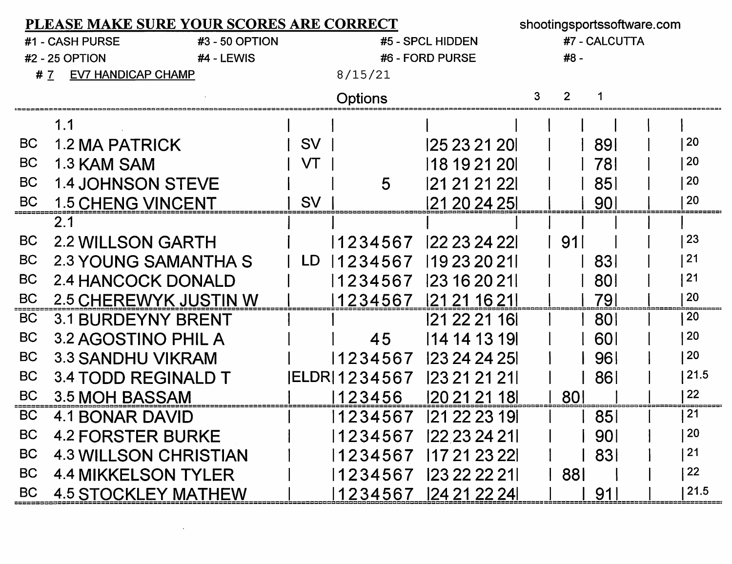**PLEASE MAKE SURE YOUR SCORES ARE CORRECT** shootingsportssoftware.com

#1 - CASH PURSE
#2 - 25 OPTION
#3 - 50 OPTION
#4 - LEWIS
#5 - SPCL HIDDEN
#6 - FORD PURSE
#7 - CALCUTTA
#8 -

# 7 EV7 HANDICAP CHAMP 8/15/21

| | | | Options | | 3 | 2 | 1 | | |
|---|---|---|---|---|---|---|---|---|---|
| | 1.1 | | | | | | | | |
| BC | 1.2 MA PATRICK | SV | | 25 23 21 20 | | | 89 | | 20 |
| BC | 1.3 KAM SAM | VT | | 18 19 21 20 | | | 78 | | 20 |
| BC | 1.4 JOHNSON STEVE | | 5 | 21 21 21 22 | | | 85 | | 20 |
| BC | 1.5 CHENG VINCENT | SV | | 21 20 24 25 | | | 90 | | 20 |
| | 2.1 | | | | | | | | |
| BC | 2.2 WILLSON GARTH | | 1234567 | 22 23 24 22 | | 91 | | | 23 |
| BC | 2.3 YOUNG SAMANTHA S | LD | 1234567 | 19 23 20 21 | | | 83 | | 21 |
| BC | 2.4 HANCOCK DONALD | | 1234567 | 23 16 20 21 | | | 80 | | 21 |
| BC | 2.5 CHEREWYK JUSTIN W | | 1234567 | 21 21 16 21 | | | 79 | | 20 |
| BC | 3.1 BURDEYNY BRENT | | | 21 22 21 16 | | | 80 | | 20 |
| BC | 3.2 AGOSTINO PHIL A | | 45 | 14 14 13 19 | | | 60 | | 20 |
| BC | 3.3 SANDHU VIKRAM | | 1234567 | 23 24 24 25 | | | 96 | | 20 |
| BC | 3.4 TODD REGINALD T | ELDR | 1234567 | 23 21 21 21 | | | 86 | | 21.5 |
| BC | 3.5 MOH BASSAM | | 123456 | 20 21 21 18 | | 80 | | | 22 |
| BC | 4.1 BONAR DAVID | | 1234567 | 21 22 23 19 | | | 85 | | 21 |
| BC | 4.2 FORSTER BURKE | | 1234567 | 22 23 24 21 | | | 90 | | 20 |
| BC | 4.3 WILLSON CHRISTIAN | | 1234567 | 17 21 23 22 | | | 83 | | 21 |
| BC | 4.4 MIKKELSON TYLER | | 1234567 | 23 22 22 21 | | 88 | | | 22 |
| BC | 4.5 STOCKLEY MATHEW | | 1234567 | 24 21 22 24 | | | 91 | | 21.5 |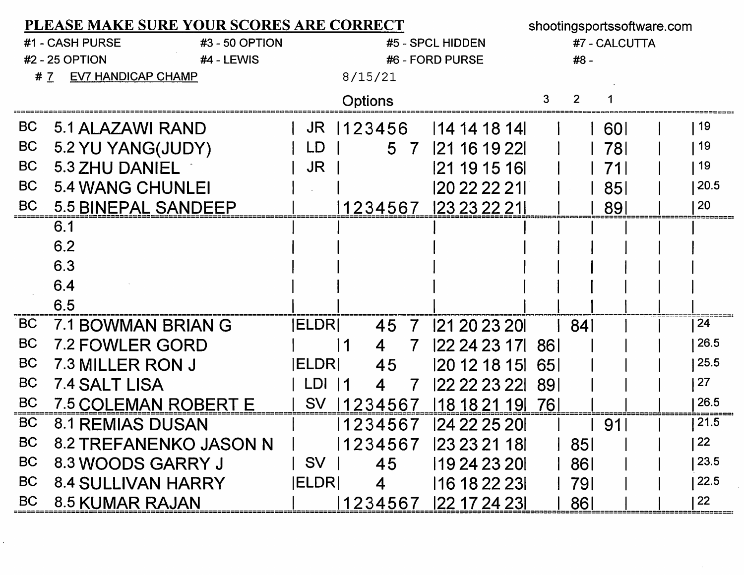**PLEASE MAKE SURE YOUR SCORES ARE CORRECT** shootingsportssoftware.com

#1 - CASH PURSE #3 - 50 OPTION #5 - SPCL HIDDEN #7 - CALCUTTA
#2 - 25 OPTION #4 - LEWIS #6 - FORD PURSE #8 -

# 7 EV7 HANDICAP CHAMP 8/15/21

| | | | Options | | | 3 | 2 | 1 | | |
|---|---|---|---|---|---|---|---|---|---|---|
| BC | 5.1 ALAZAWI RAND | JR | 123456 | 14 14 18 14 | | | | 60 | | 19 |
| BC | 5.2 YU YANG(JUDY) | LD | 5 7 | 21 16 19 22 | | | | 78 | | 19 |
| BC | 5.3 ZHU DANIEL | JR | | 21 19 15 16 | | | | 71 | | 19 |
| BC | 5.4 WANG CHUNLEI | | | 20 22 22 21 | | | | 85 | | 20.5 |
| BC | 5.5 BINEPAL SANDEEP | | 1234567 | 23 23 22 21 | | | | 89 | | 20 |
| | 6.1 | | | | | | | | | |
| | 6.2 | | | | | | | | | |
| | 6.3 | | | | | | | | | |
| | 6.4 | | | | | | | | | |
| | 6.5 | | | | | | | | | |
| BC | 7.1 BOWMAN BRIAN G | ELDR | 45 7 | 21 20 23 20 | | | 84 | | | 24 |
| BC | 7.2 FOWLER GORD | | 1 4 7 | 22 24 23 17 | 86 | | | | | 26.5 |
| BC | 7.3 MILLER RON J | ELDR | 45 | 20 12 18 15 | 65 | | | | | 25.5 |
| BC | 7.4 SALT LISA | LDI | 1 4 7 | 22 22 23 22 | 89 | | | | | 27 |
| BC | 7.5 COLEMAN ROBERT E | SV | 1234567 | 18 18 21 19 | 76 | | | | | 26.5 |
| BC | 8.1 REMIAS DUSAN | | 1234567 | 24 22 25 20 | | | | 91 | | 21.5 |
| BC | 8.2 TREFANENKO JASON N | | 1234567 | 23 23 21 18 | | | 85 | | | 22 |
| BC | 8.3 WOODS GARRY J | SV | 45 | 19 24 23 20 | | | 86 | | | 23.5 |
| BC | 8.4 SULLIVAN HARRY | ELDR | 4 | 16 18 22 23 | | | 79 | | | 22.5 |
| BC | 8.5 KUMAR RAJAN | | 1234567 | 22 17 24 23 | | | 86 | | | 22 |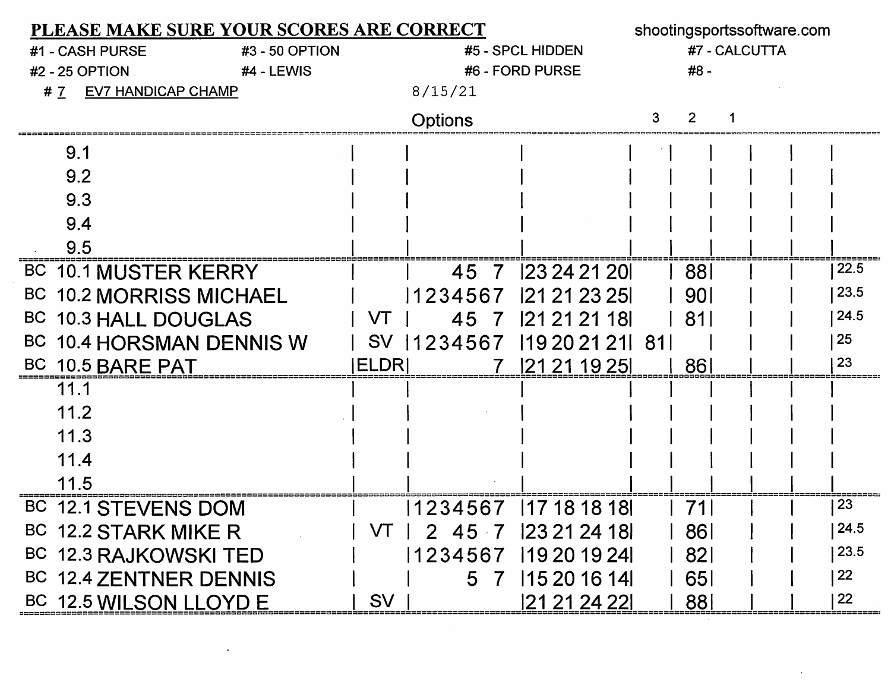## PLEASE MAKE SURE YOUR SCORES ARE CORRECT

shootingsportssoftware.com

| | | | |
|---|---|---|---|
| #1 - CASH PURSE | #3 - 50 OPTION | #5 - SPCL HIDDEN | #7 - CALCUTTA |
| #2 - 25 OPTION | #4 - LEWIS | #6 - FORD PURSE | #8 - |

# 7 EV7 HANDICAP CHAMP — 8/15/21

| Class | Post | Name | Category | Options | Scores | 3 | 2 | 1 | | | Yardage |
|---|---|---|---|---|---|---|---|---|---|---|---|
| | 9.1 | | | | | | | | | | |
| | 9.2 | | | | | | | | | | |
| | 9.3 | | | | | | | | | | |
| | 9.4 | | | | | | | | | | |
| | 9.5 | | | | | | | | | | |
| BC | 10.1 | MUSTER KERRY | | 45 7 | 23 24 21 20 | | 88 | | | | 22.5 |
| BC | 10.2 | MORRISS MICHAEL | | 1234567 | 21 21 23 25 | | 90 | | | | 23.5 |
| BC | 10.3 | HALL DOUGLAS | VT | 45 7 | 21 21 21 18 | | 81 | | | | 24.5 |
| BC | 10.4 | HORSMAN DENNIS W | SV | 1234567 | 19 20 21 21 | 81 | | | | | 25 |
| BC | 10.5 | BARE PAT | ELDR | 7 | 21 21 19 25 | | 86 | | | | 23 |
| | 11.1 | | | | | | | | | | |
| | 11.2 | | | | | | | | | | |
| | 11.3 | | | | | | | | | | |
| | 11.4 | | | | | | | | | | |
| | 11.5 | | | | | | | | | | |
| BC | 12.1 | STEVENS DOM | | 1234567 | 17 18 18 18 | | 71 | | | | 23 |
| BC | 12.2 | STARK MIKE R | VT | 2 45 7 | 23 21 24 18 | | 86 | | | | 24.5 |
| BC | 12.3 | RAJKOWSKI TED | | 1234567 | 19 20 19 24 | | 82 | | | | 23.5 |
| BC | 12.4 | ZENTNER DENNIS | | 5 7 | 15 20 16 14 | | 65 | | | | 22 |
| BC | 12.5 | WILSON LLOYD E | SV | | 21 21 24 22 | | 88 | | | | 22 |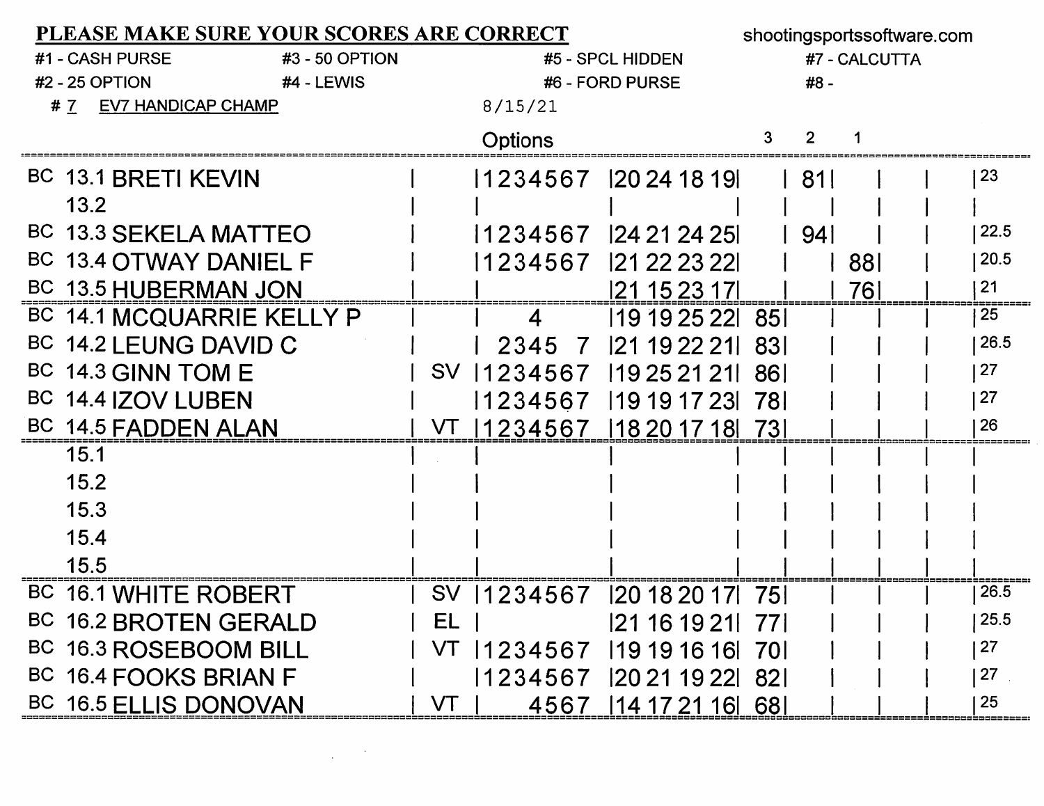**PLEASE MAKE SURE YOUR SCORES ARE CORRECT** shootingsportssoftware.com

#1 - CASH PURSE #3 - 50 OPTION #5 - SPCL HIDDEN #7 - CALCUTTA
#2 - 25 OPTION #4 - LEWIS #6 - FORD PURSE #8 -

# 7 EV7 HANDICAP CHAMP 8/15/21

| | | | | Options | | 3 | 2 | 1 | | | |
|---|---|---|---|---|---|---|---|---|---|---|---|
| BC | 13.1 | BRETI KEVIN | | 1234567 | 20 24 18 19 | | 81 | | | | 23 |
| | 13.2 | | | | | | | | | | |
| BC | 13.3 | SEKELA MATTEO | | 1234567 | 24 21 24 25 | | 94 | | | | 22.5 |
| BC | 13.4 | OTWAY DANIEL F | | 1234567 | 21 22 23 22 | | | 88 | | | 20.5 |
| BC | 13.5 | HUBERMAN JON | | | 21 15 23 17 | | | 76 | | | 21 |
| BC | 14.1 | MCQUARRIE KELLY P | | 4 | 19 19 25 22 | 85 | | | | | 25 |
| BC | 14.2 | LEUNG DAVID C | | 2345 7 | 21 19 22 21 | 83 | | | | | 26.5 |
| BC | 14.3 | GINN TOM E | SV | 1234567 | 19 25 21 21 | 86 | | | | | 27 |
| BC | 14.4 | IZOV LUBEN | | 1234567 | 19 19 17 23 | 78 | | | | | 27 |
| BC | 14.5 | FADDEN ALAN | VT | 1234567 | 18 20 17 18 | 73 | | | | | 26 |
| | 15.1 | | | | | | | | | | |
| | 15.2 | | | | | | | | | | |
| | 15.3 | | | | | | | | | | |
| | 15.4 | | | | | | | | | | |
| | 15.5 | | | | | | | | | | |
| BC | 16.1 | WHITE ROBERT | SV | 1234567 | 20 18 20 17 | 75 | | | | | 26.5 |
| BC | 16.2 | BROTEN GERALD | EL | | 21 16 19 21 | 77 | | | | | 25.5 |
| BC | 16.3 | ROSEBOOM BILL | VT | 1234567 | 19 19 16 16 | 70 | | | | | 27 |
| BC | 16.4 | FOOKS BRIAN F | | 1234567 | 20 21 19 22 | 82 | | | | | 27 |
| BC | 16.5 | ELLIS DONOVAN | VT | 4567 | 14 17 21 16 | 68 | | | | | 25 |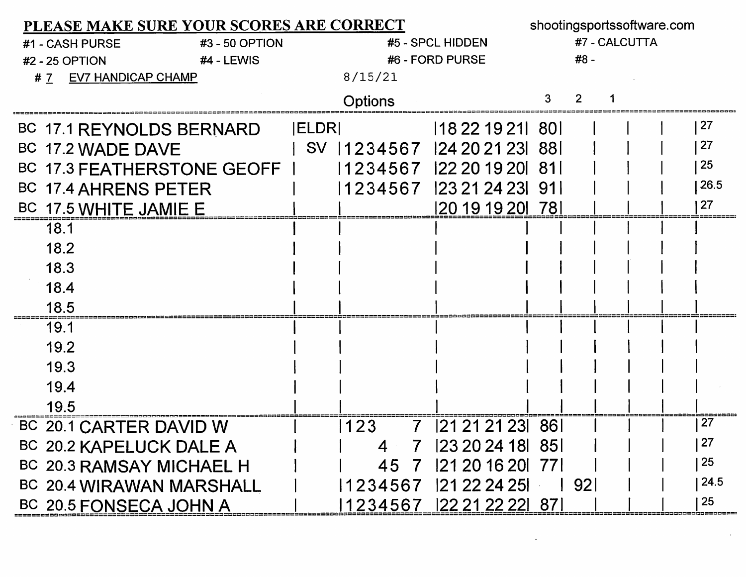**PLEASE MAKE SURE YOUR SCORES ARE CORRECT**

shootingsportssoftware.com

#1 - CASH PURSE
#2 - 25 OPTION
#3 - 50 OPTION
#4 - LEWIS
#5 - SPCL HIDDEN
#6 - FORD PURSE
#7 - CALCUTTA
#8 -

# 7 EV7 HANDICAP CHAMP 8/15/21

| | | | | Options | | | 3 | 2 | 1 | | |
|---|---|---|---|---|---|---|---|---|---|---|---|
| BC | 17.1 | REYNOLDS BERNARD | ELDR | | 18 22 19 21 | 80 | | | | | 27 |
| BC | 17.2 | WADE DAVE | SV | 1234567 | 24 20 21 23 | 88 | | | | | 27 |
| BC | 17.3 | FEATHERSTONE GEOFF | | 1234567 | 22 20 19 20 | 81 | | | | | 25 |
| BC | 17.4 | AHRENS PETER | | 1234567 | 23 21 24 23 | 91 | | | | | 26.5 |
| BC | 17.5 | WHITE JAMIE E | | | 20 19 19 20 | 78 | | | | | 27 |
| | 18.1 | | | | | | | | | | |
| | 18.2 | | | | | | | | | | |
| | 18.3 | | | | | | | | | | |
| | 18.4 | | | | | | | | | | |
| | 18.5 | | | | | | | | | | |
| | 19.1 | | | | | | | | | | |
| | 19.2 | | | | | | | | | | |
| | 19.3 | | | | | | | | | | |
| | 19.4 | | | | | | | | | | |
| | 19.5 | | | | | | | | | | |
| BC | 20.1 | CARTER DAVID W | | 123 7 | 21 21 21 23 | 86 | | | | | 27 |
| BC | 20.2 | KAPELUCK DALE A | | 4 7 | 23 20 24 18 | 85 | | | | | 27 |
| BC | 20.3 | RAMSAY MICHAEL H | | 45 7 | 21 20 16 20 | 77 | | | | | 25 |
| BC | 20.4 | WIRAWAN MARSHALL | | 1234567 | 21 22 24 25 | | 92 | | | | 24.5 |
| BC | 20.5 | FONSECA JOHN A | | 1234567 | 22 21 22 22 | 87 | | | | | 25 |